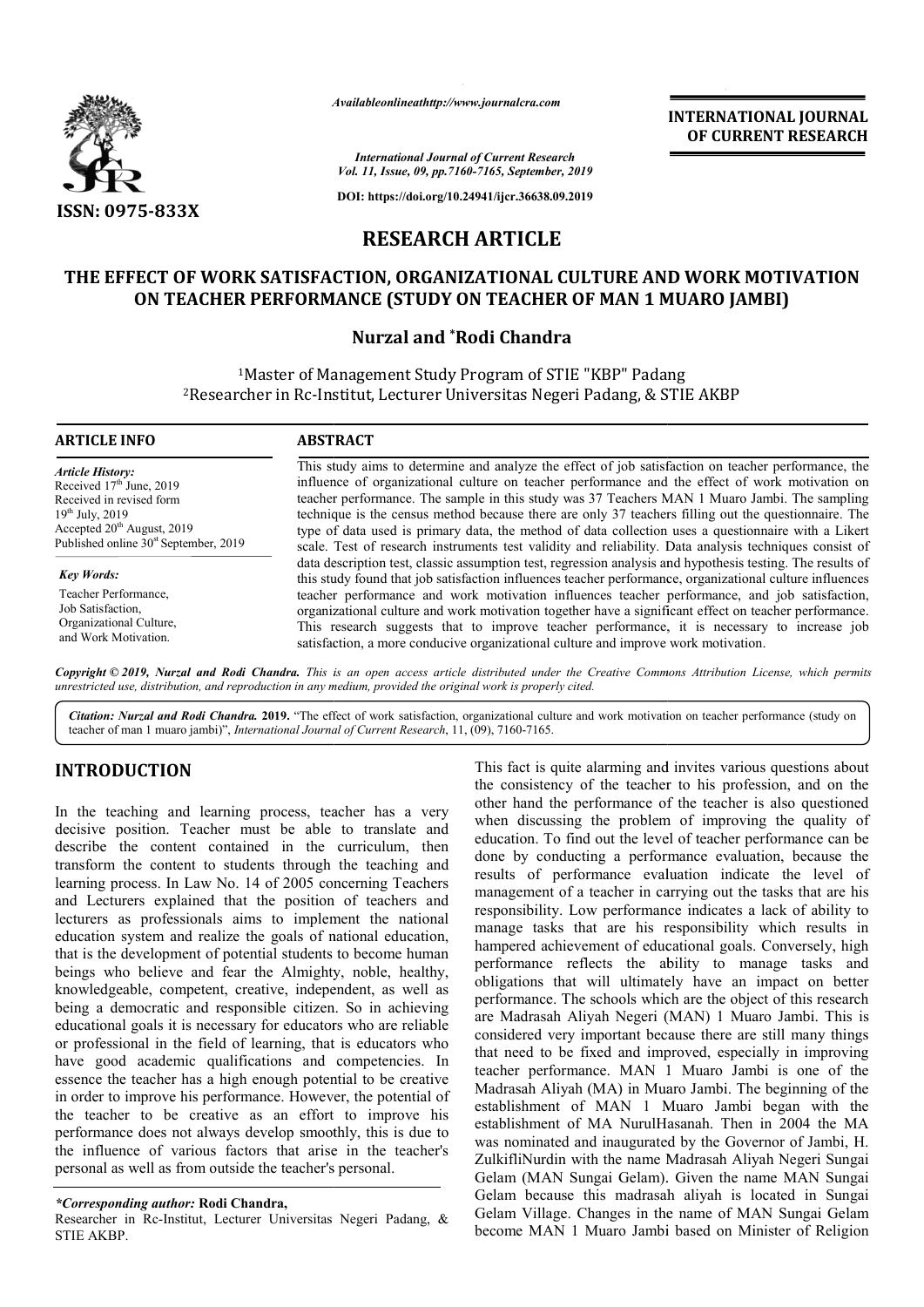Availableonlineathttp://www.journalcra.com

International Journal of Current Research
Vol. 11, Issue, 09, pp.7160-7165, September, 2019

DOI: https://doi.org/10.24941/ijcr.36638.09.2019

**INTERNATIONAL JOURNAL OF CURRENT RESEARCH**

**ISSN: 0975-833X**

# RESEARCH ARTICLE

# THE EFFECT OF WORK SATISFACTION, ORGANIZATIONAL CULTURE AND WORK MOTIVATION ON TEACHER PERFORMANCE (STUDY ON TEACHER OF MAN 1 MUARO JAMBI)

**Nurzal and *Rodi Chandra**

[1]Master of Management Study Program of STIE "KBP" Padang
[2]Researcher in Rc-Institut, Lecturer Universitas Negeri Padang, & STIE AKBP

**ARTICLE INFO**

*Article History:*
Received 17th June, 2019
Received in revised form
19th July, 2019
Accepted 20th August, 2019
Published online 30st September, 2019

*Key Words:*
Teacher Performance,
Job Satisfaction,
Organizational Culture,
and Work Motivation.

**ABSTRACT**

This study aims to determine and analyze the effect of job satisfaction on teacher performance, the influence of organizational culture on teacher performance and the effect of work motivation on teacher performance. The sample in this study was 37 Teachers MAN 1 Muaro Jambi. The sampling technique is the census method because there are only 37 teachers filling out the questionnaire. The type of data used is primary data, the method of data collection uses a questionnaire with a Likert scale. Test of research instruments test validity and reliability. Data analysis techniques consist of data description test, classic assumption test, regression analysis and hypothesis testing. The results of this study found that job satisfaction influences teacher performance, organizational culture influences teacher performance and work motivation influences teacher performance, and job satisfaction, organizational culture and work motivation together have a significant effect on teacher performance. This research suggests that to improve teacher performance, it is necessary to increase job satisfaction, a more conducive organizational culture and improve work motivation.

*Copyright © 2019, Nurzal and Rodi Chandra. This is an open access article distributed under the Creative Commons Attribution License, which permits unrestricted use, distribution, and reproduction in any medium, provided the original work is properly cited.*

*Citation: Nurzal and Rodi Chandra.* **2019.** "The effect of work satisfaction, organizational culture and work motivation on teacher performance (study on teacher of man 1 muaro jambi)", *International Journal of Current Research*, 11, (09), 7160-7165.

## INTRODUCTION

In the teaching and learning process, teacher has a very decisive position. Teacher must be able to translate and describe the content contained in the curriculum, then transform the content to students through the teaching and learning process. In Law No. 14 of 2005 concerning Teachers and Lecturers explained that the position of teachers and lecturers as professionals aims to implement the national education system and realize the goals of national education, that is the development of potential students to become human beings who believe and fear the Almighty, noble, healthy, knowledgeable, competent, creative, independent, as well as being a democratic and responsible citizen. So in achieving educational goals it is necessary for educators who are reliable or professional in the field of learning, that is educators who have good academic qualifications and competencies. In essence the teacher has a high enough potential to be creative in order to improve his performance. However, the potential of the teacher to be creative as an effort to improve his performance does not always develop smoothly, this is due to the influence of various factors that arise in the teacher's personal as well as from outside the teacher's personal.

This fact is quite alarming and invites various questions about the consistency of the teacher to his profession, and on the other hand the performance of the teacher is also questioned when discussing the problem of improving the quality of education. To find out the level of teacher performance can be done by conducting a performance evaluation, because the results of performance evaluation indicate the level of management of a teacher in carrying out the tasks that are his responsibility. Low performance indicates a lack of ability to manage tasks that are his responsibility which results in hampered achievement of educational goals. Conversely, high performance reflects the ability to manage tasks and obligations that will ultimately have an impact on better performance. The schools which are the object of this research are Madrasah Aliyah Negeri (MAN) 1 Muaro Jambi. This is considered very important because there are still many things that need to be fixed and improved, especially in improving teacher performance. MAN 1 Muaro Jambi is one of the Madrasah Aliyah (MA) in Muaro Jambi. The beginning of the establishment of MAN 1 Muaro Jambi began with the establishment of MA NurulHasanah. Then in 2004 the MA was nominated and inaugurated by the Governor of Jambi, H. ZulkifliNurdin with the name Madrasah Aliyah Negeri Sungai Gelam (MAN Sungai Gelam). Given the name MAN Sungai Gelam because this madrasah aliyah is located in Sungai Gelam Village. Changes in the name of MAN Sungai Gelam become MAN 1 Muaro Jambi based on Minister of Religion

**\*Corresponding author: Rodi Chandra,**
Researcher in Rc-Institut, Lecturer Universitas Negeri Padang, & STIE AKBP.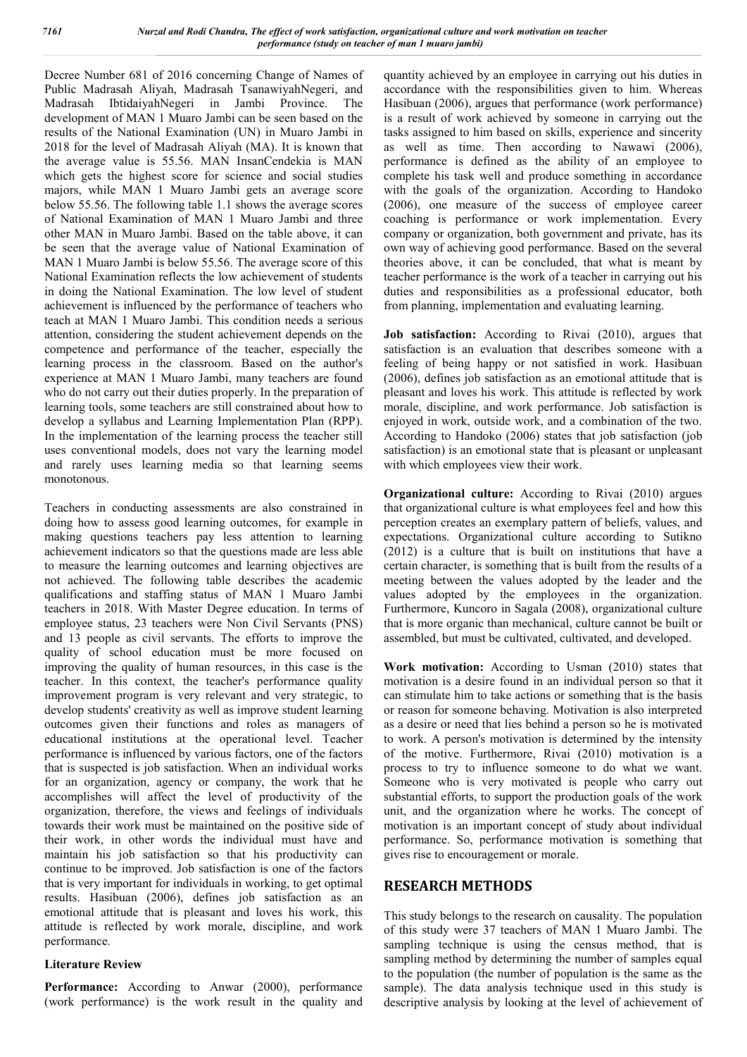Decree Number 681 of 2016 concerning Change of Names of Public Madrasah Aliyah, Madrasah TsanawiyahNegeri, and Madrasah IbtidaiyahNegeri in Jambi Province. The development of MAN 1 Muaro Jambi can be seen based on the results of the National Examination (UN) in Muaro Jambi in 2018 for the level of Madrasah Aliyah (MA). It is known that the average value is 55.56. MAN InsanCendekia is MAN which gets the highest score for science and social studies majors, while MAN 1 Muaro Jambi gets an average score below 55.56. The following table 1.1 shows the average scores of National Examination of MAN 1 Muaro Jambi and three other MAN in Muaro Jambi. Based on the table above, it can be seen that the average value of National Examination of MAN 1 Muaro Jambi is below 55.56. The average score of this National Examination reflects the low achievement of students in doing the National Examination. The low level of student achievement is influenced by the performance of teachers who teach at MAN 1 Muaro Jambi. This condition needs a serious attention, considering the student achievement depends on the competence and performance of the teacher, especially the learning process in the classroom. Based on the author's experience at MAN 1 Muaro Jambi, many teachers are found who do not carry out their duties properly. In the preparation of learning tools, some teachers are still constrained about how to develop a syllabus and Learning Implementation Plan (RPP). In the implementation of the learning process the teacher still uses conventional models, does not vary the learning model and rarely uses learning media so that learning seems monotonous.

Teachers in conducting assessments are also constrained in doing how to assess good learning outcomes, for example in making questions teachers pay less attention to learning achievement indicators so that the questions made are less able to measure the learning outcomes and learning objectives are not achieved. The following table describes the academic qualifications and staffing status of MAN 1 Muaro Jambi teachers in 2018. With Master Degree education. In terms of employee status, 23 teachers were Non Civil Servants (PNS) and 13 people as civil servants. The efforts to improve the quality of school education must be more focused on improving the quality of human resources, in this case is the teacher. In this context, the teacher's performance quality improvement program is very relevant and very strategic, to develop students' creativity as well as improve student learning outcomes given their functions and roles as managers of educational institutions at the operational level. Teacher performance is influenced by various factors, one of the factors that is suspected is job satisfaction. When an individual works for an organization, agency or company, the work that he accomplishes will affect the level of productivity of the organization, therefore, the views and feelings of individuals towards their work must be maintained on the positive side of their work, in other words the individual must have and maintain his job satisfaction so that his productivity can continue to be improved. Job satisfaction is one of the factors that is very important for individuals in working, to get optimal results. Hasibuan (2006), defines job satisfaction as an emotional attitude that is pleasant and loves his work, this attitude is reflected by work morale, discipline, and work performance.

### Literature Review

**Performance:** According to Anwar (2000), performance (work performance) is the work result in the quality and quantity achieved by an employee in carrying out his duties in accordance with the responsibilities given to him. Whereas Hasibuan (2006), argues that performance (work performance) is a result of work achieved by someone in carrying out the tasks assigned to him based on skills, experience and sincerity as well as time. Then according to Nawawi (2006), performance is defined as the ability of an employee to complete his task well and produce something in accordance with the goals of the organization. According to Handoko (2006), one measure of the success of employee career coaching is performance or work implementation. Every company or organization, both government and private, has its own way of achieving good performance. Based on the several theories above, it can be concluded, that what is meant by teacher performance is the work of a teacher in carrying out his duties and responsibilities as a professional educator, both from planning, implementation and evaluating learning.

**Job satisfaction:** According to Rivai (2010), argues that satisfaction is an evaluation that describes someone with a feeling of being happy or not satisfied in work. Hasibuan (2006), defines job satisfaction as an emotional attitude that is pleasant and loves his work. This attitude is reflected by work morale, discipline, and work performance. Job satisfaction is enjoyed in work, outside work, and a combination of the two. According to Handoko (2006) states that job satisfaction (job satisfaction) is an emotional state that is pleasant or unpleasant with which employees view their work.

**Organizational culture:** According to Rivai (2010) argues that organizational culture is what employees feel and how this perception creates an exemplary pattern of beliefs, values, and expectations. Organizational culture according to Sutikno (2012) is a culture that is built on institutions that have a certain character, is something that is built from the results of a meeting between the values adopted by the leader and the values adopted by the employees in the organization. Furthermore, Kuncoro in Sagala (2008), organizational culture that is more organic than mechanical, culture cannot be built or assembled, but must be cultivated, cultivated, and developed.

**Work motivation:** According to Usman (2010) states that motivation is a desire found in an individual person so that it can stimulate him to take actions or something that is the basis or reason for someone behaving. Motivation is also interpreted as a desire or need that lies behind a person so he is motivated to work. A person's motivation is determined by the intensity of the motive. Furthermore, Rivai (2010) motivation is a process to try to influence someone to do what we want. Someone who is very motivated is people who carry out substantial efforts, to support the production goals of the work unit, and the organization where he works. The concept of motivation is an important concept of study about individual performance. So, performance motivation is something that gives rise to encouragement or morale.

## RESEARCH METHODS

This study belongs to the research on causality. The population of this study were 37 teachers of MAN 1 Muaro Jambi. The sampling technique is using the census method, that is sampling method by determining the number of samples equal to the population (the number of population is the same as the sample). The data analysis technique used in this study is descriptive analysis by looking at the level of achievement of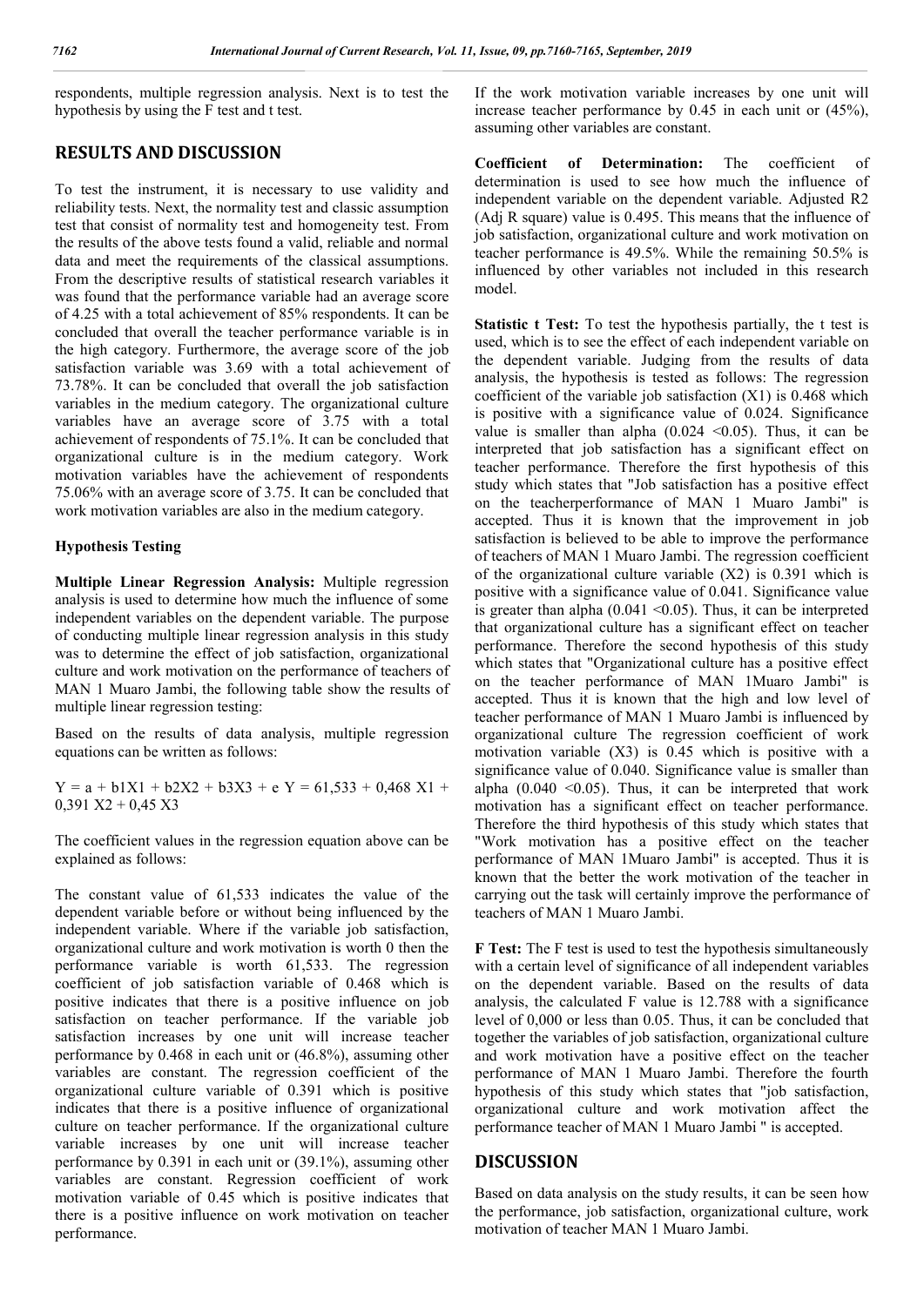respondents, multiple regression analysis. Next is to test the hypothesis by using the F test and t test.

## RESULTS AND DISCUSSION

To test the instrument, it is necessary to use validity and reliability tests. Next, the normality test and classic assumption test that consist of normality test and homogeneity test. From the results of the above tests found a valid, reliable and normal data and meet the requirements of the classical assumptions. From the descriptive results of statistical research variables it was found that the performance variable had an average score of 4.25 with a total achievement of 85% respondents. It can be concluded that overall the teacher performance variable is in the high category. Furthermore, the average score of the job satisfaction variable was 3.69 with a total achievement of 73.78%. It can be concluded that overall the job satisfaction variables in the medium category. The organizational culture variables have an average score of 3.75 with a total achievement of respondents of 75.1%. It can be concluded that organizational culture is in the medium category. Work motivation variables have the achievement of respondents 75.06% with an average score of 3.75. It can be concluded that work motivation variables are also in the medium category.

### Hypothesis Testing

**Multiple Linear Regression Analysis:** Multiple regression analysis is used to determine how much the influence of some independent variables on the dependent variable. The purpose of conducting multiple linear regression analysis in this study was to determine the effect of job satisfaction, organizational culture and work motivation on the performance of teachers of MAN 1 Muaro Jambi, the following table show the results of multiple linear regression testing:

Based on the results of data analysis, multiple regression equations can be written as follows:

$Y = a + b1X1 + b2X2 + b3X3 + e$ $Y = 61{,}533 + 0{,}468\ X1 + 0{,}391\ X2 + 0{,}45\ X3$

The coefficient values in the regression equation above can be explained as follows:

The constant value of 61,533 indicates the value of the dependent variable before or without being influenced by the independent variable. Where if the variable job satisfaction, organizational culture and work motivation is worth 0 then the performance variable is worth 61,533. The regression coefficient of job satisfaction variable of 0.468 which is positive indicates that there is a positive influence on job satisfaction on teacher performance. If the variable job satisfaction increases by one unit will increase teacher performance by 0.468 in each unit or (46.8%), assuming other variables are constant. The regression coefficient of the organizational culture variable of 0.391 which is positive indicates that there is a positive influence of organizational culture on teacher performance. If the organizational culture variable increases by one unit will increase teacher performance by 0.391 in each unit or (39.1%), assuming other variables are constant. Regression coefficient of work motivation variable of 0.45 which is positive indicates that there is a positive influence on work motivation on teacher performance. If the work motivation variable increases by one unit will increase teacher performance by 0.45 in each unit or (45%), assuming other variables are constant.

**Coefficient of Determination:** The coefficient of determination is used to see how much the influence of independent variable on the dependent variable. Adjusted R2 (Adj R square) value is 0.495. This means that the influence of job satisfaction, organizational culture and work motivation on teacher performance is 49.5%. While the remaining 50.5% is influenced by other variables not included in this research model.

**Statistic t Test:** To test the hypothesis partially, the t test is used, which is to see the effect of each independent variable on the dependent variable. Judging from the results of data analysis, the hypothesis is tested as follows: The regression coefficient of the variable job satisfaction (X1) is 0.468 which is positive with a significance value of 0.024. Significance value is smaller than alpha ($0.024 < 0.05$). Thus, it can be interpreted that job satisfaction has a significant effect on teacher performance. Therefore the first hypothesis of this study which states that "Job satisfaction has a positive effect on the teacherperformance of MAN 1 Muaro Jambi" is accepted. Thus it is known that the improvement in job satisfaction is believed to be able to improve the performance of teachers of MAN 1 Muaro Jambi. The regression coefficient of the organizational culture variable (X2) is 0.391 which is positive with a significance value of 0.041. Significance value is greater than alpha ($0.041 < 0.05$). Thus, it can be interpreted that organizational culture has a significant effect on teacher performance. Therefore the second hypothesis of this study which states that "Organizational culture has a positive effect on the teacher performance of MAN 1Muaro Jambi" is accepted. Thus it is known that the high and low level of teacher performance of MAN 1 Muaro Jambi is influenced by organizational culture The regression coefficient of work motivation variable (X3) is 0.45 which is positive with a significance value of 0.040. Significance value is smaller than alpha ($0.040 < 0.05$). Thus, it can be interpreted that work motivation has a significant effect on teacher performance. Therefore the third hypothesis of this study which states that "Work motivation has a positive effect on the teacher performance of MAN 1Muaro Jambi" is accepted. Thus it is known that the better the work motivation of the teacher in carrying out the task will certainly improve the performance of teachers of MAN 1 Muaro Jambi.

**F Test:** The F test is used to test the hypothesis simultaneously with a certain level of significance of all independent variables on the dependent variable. Based on the results of data analysis, the calculated F value is 12.788 with a significance level of 0,000 or less than 0.05. Thus, it can be concluded that together the variables of job satisfaction, organizational culture and work motivation have a positive effect on the teacher performance of MAN 1 Muaro Jambi. Therefore the fourth hypothesis of this study which states that "job satisfaction, organizational culture and work motivation affect the performance teacher of MAN 1 Muaro Jambi " is accepted.

## DISCUSSION

Based on data analysis on the study results, it can be seen how the performance, job satisfaction, organizational culture, work motivation of teacher MAN 1 Muaro Jambi.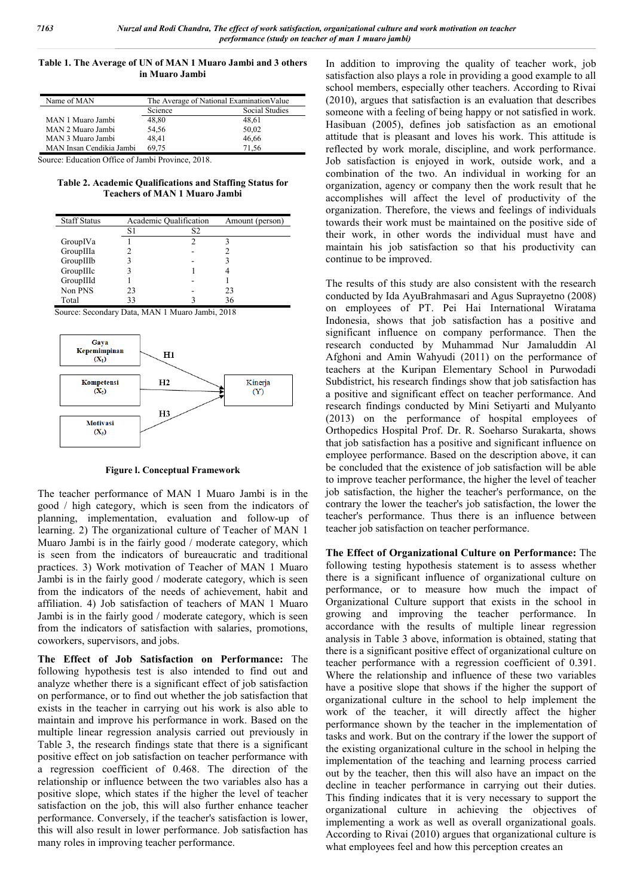**Table 1. The Average of UN of MAN 1 Muaro Jambi and 3 others in Muaro Jambi**

| Name of MAN | The Average of National ExaminationValue | |
|---|---|---|
| | Science | Social Studies |
| MAN 1 Muaro Jambi | 48,80 | 48,61 |
| MAN 2 Muaro Jambi | 54,56 | 50,02 |
| MAN 3 Muaro Jambi | 48,41 | 46,66 |
| MAN Insan Cendikia Jambi | 69,75 | 71,56 |

Source: Education Office of Jambi Province, 2018.

**Table 2. Academic Qualifications and Staffing Status for Teachers of MAN 1 Muaro Jambi**

| Staff Status | Academic Qualification | | Amount (person) |
|---|---|---|---|
| | S1 | S2 | |
| GroupIVa | 1 | 2 | 3 |
| GroupIIIa | 2 | - | 2 |
| GroupIIIb | 3 | - | 3 |
| GroupIIIc | 3 | 1 | 4 |
| GroupIIId | 1 | - | 1 |
| Non PNS | 23 | - | 23 |
| Total | 33 | 3 | 36 |

Source: Secondary Data, MAN 1 Muaro Jambi, 2018

Gaya Kepemimpinan ($X_1$)
Kompetensi ($X_2$)
Motivasi ($X_3$)
H1
H2
H3
Kinerja (Y)

**Figure l. Conceptual Framework**

The teacher performance of MAN 1 Muaro Jambi is in the good / high category, which is seen from the indicators of planning, implementation, evaluation and follow-up of learning. 2) The organizational culture of Teacher of MAN 1 Muaro Jambi is in the fairly good / moderate category, which is seen from the indicators of bureaucratic and traditional practices. 3) Work motivation of Teacher of MAN 1 Muaro Jambi is in the fairly good / moderate category, which is seen from the indicators of the needs of achievement, habit and affiliation. 4) Job satisfaction of teachers of MAN 1 Muaro Jambi is in the fairly good / moderate category, which is seen from the indicators of satisfaction with salaries, promotions, coworkers, supervisors, and jobs.

**The Effect of Job Satisfaction on Performance:** The following hypothesis test is also intended to find out and analyze whether there is a significant effect of job satisfaction on performance, or to find out whether the job satisfaction that exists in the teacher in carrying out his work is also able to maintain and improve his performance in work. Based on the multiple linear regression analysis carried out previously in Table 3, the research findings state that there is a significant positive effect on job satisfaction on teacher performance with a regression coefficient of 0.468. The direction of the relationship or influence between the two variables also has a positive slope, which states if the higher the level of teacher satisfaction on the job, this will also further enhance teacher performance. Conversely, if the teacher's satisfaction is lower, this will also result in lower performance. Job satisfaction has many roles in improving teacher performance.

In addition to improving the quality of teacher work, job satisfaction also plays a role in providing a good example to all school members, especially other teachers. According to Rivai (2010), argues that satisfaction is an evaluation that describes someone with a feeling of being happy or not satisfied in work. Hasibuan (2005), defines job satisfaction as an emotional attitude that is pleasant and loves his work. This attitude is reflected by work morale, discipline, and work performance. Job satisfaction is enjoyed in work, outside work, and a combination of the two. An individual in working for an organization, agency or company then the work result that he accomplishes will affect the level of productivity of the organization. Therefore, the views and feelings of individuals towards their work must be maintained on the positive side of their work, in other words the individual must have and maintain his job satisfaction so that his productivity can continue to be improved.

The results of this study are also consistent with the research conducted by Ida AyuBrahmasari and Agus Suprayetno (2008) on employees of PT. Pei Hai International Wiratama Indonesia, shows that job satisfaction has a positive and significant influence on company performance. Then the research conducted by Muhammad Nur Jamaluddin Al Afghoni and Amin Wahyudi (2011) on the performance of teachers at the Kuripan Elementary School in Purwodadi Subdistrict, his research findings show that job satisfaction has a positive and significant effect on teacher performance. And research findings conducted by Mini Setiyarti and Mulyanto (2013) on the performance of hospital employees of Orthopedics Hospital Prof. Dr. R. Soeharso Surakarta, shows that job satisfaction has a positive and significant influence on employee performance. Based on the description above, it can be concluded that the existence of job satisfaction will be able to improve teacher performance, the higher the level of teacher job satisfaction, the higher the teacher's performance, on the contrary the lower the teacher's job satisfaction, the lower the teacher's performance. Thus there is an influence between teacher job satisfaction on teacher performance.

**The Effect of Organizational Culture on Performance:** The following testing hypothesis statement is to assess whether there is a significant influence of organizational culture on performance, or to measure how much the impact of Organizational Culture support that exists in the school in growing and improving the teacher performance. In accordance with the results of multiple linear regression analysis in Table 3 above, information is obtained, stating that there is a significant positive effect of organizational culture on teacher performance with a regression coefficient of 0.391. Where the relationship and influence of these two variables have a positive slope that shows if the higher the support of organizational culture in the school to help implement the work of the teacher, it will directly affect the higher performance shown by the teacher in the implementation of tasks and work. But on the contrary if the lower the support of the existing organizational culture in the school in helping the implementation of the teaching and learning process carried out by the teacher, then this will also have an impact on the decline in teacher performance in carrying out their duties. This finding indicates that it is very necessary to support the organizational culture in achieving the objectives of implementing a work as well as overall organizational goals. According to Rivai (2010) argues that organizational culture is what employees feel and how this perception creates an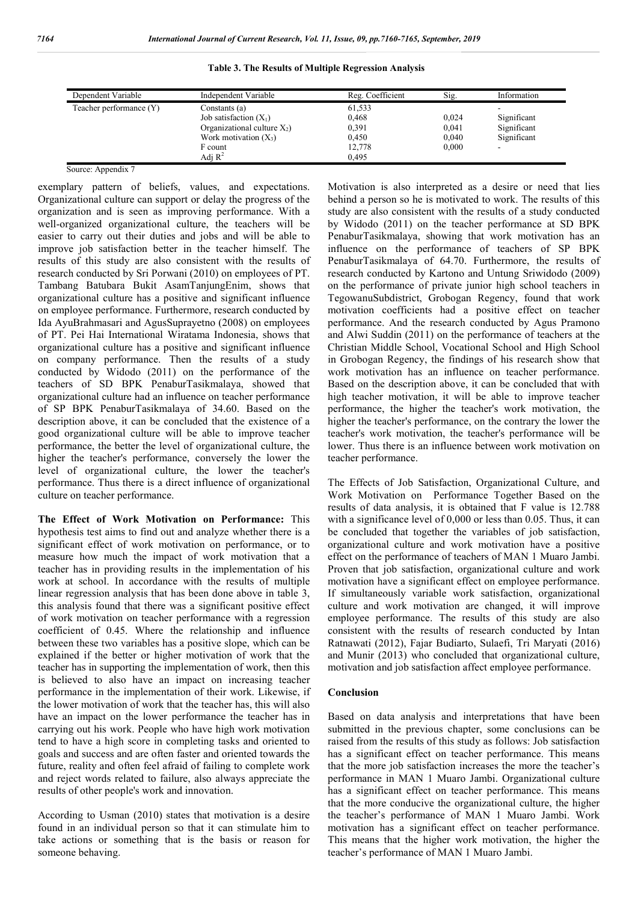**Table 3. The Results of Multiple Regression Analysis**

| Dependent Variable | Independent Variable | Reg. Coefficient | Sig. | Information |
|---|---|---|---|---|
| Teacher performance (Y) | Constants (a) | 61,533 | | - |
| | Job satisfaction ($X_1$) | 0,468 | 0,024 | Significant |
| | Organizational culture $X_2$) | 0,391 | 0,041 | Significant |
| | Work motivation ($X_3$) | 0,450 | 0,040 | Significant |
| | F count | 12,778 | 0,000 | - |
| | Adj $R^2$ | 0,495 | | |

Source: Appendix 7

exemplary pattern of beliefs, values, and expectations. Organizational culture can support or delay the progress of the organization and is seen as improving performance. With a well-organized organizational culture, the teachers will be easier to carry out their duties and jobs and will be able to improve job satisfaction better in the teacher himself. The results of this study are also consistent with the results of research conducted by Sri Porwani (2010) on employees of PT. Tambang Batubara Bukit AsamTanjungEnim, shows that organizational culture has a positive and significant influence on employee performance. Furthermore, research conducted by Ida AyuBrahmasari and AgusSuprayetno (2008) on employees of PT. Pei Hai International Wiratama Indonesia, shows that organizational culture has a positive and significant influence on company performance. Then the results of a study conducted by Widodo (2011) on the performance of the teachers of SD BPK PenaburTasikmalaya, showed that organizational culture had an influence on teacher performance of SP BPK PenaburTasikmalaya of 34.60. Based on the description above, it can be concluded that the existence of a good organizational culture will be able to improve teacher performance, the better the level of organizational culture, the higher the teacher's performance, conversely the lower the level of organizational culture, the lower the teacher's performance. Thus there is a direct influence of organizational culture on teacher performance.

**The Effect of Work Motivation on Performance:** This hypothesis test aims to find out and analyze whether there is a significant effect of work motivation on performance, or to measure how much the impact of work motivation that a teacher has in providing results in the implementation of his work at school. In accordance with the results of multiple linear regression analysis that has been done above in table 3, this analysis found that there was a significant positive effect of work motivation on teacher performance with a regression coefficient of 0.45. Where the relationship and influence between these two variables has a positive slope, which can be explained if the better or higher motivation of work that the teacher has in supporting the implementation of work, then this is believed to also have an impact on increasing teacher performance in the implementation of their work. Likewise, if the lower motivation of work that the teacher has, this will also have an impact on the lower performance the teacher has in carrying out his work. People who have high work motivation tend to have a high score in completing tasks and oriented to goals and success and are often faster and oriented towards the future, reality and often feel afraid of failing to complete work and reject words related to failure, also always appreciate the results of other people's work and innovation.

According to Usman (2010) states that motivation is a desire found in an individual person so that it can stimulate him to take actions or something that is the basis or reason for someone behaving.

Motivation is also interpreted as a desire or need that lies behind a person so he is motivated to work. The results of this study are also consistent with the results of a study conducted by Widodo (2011) on the teacher performance at SD BPK PenaburTasikmalaya, showing that work motivation has an influence on the performance of teachers of SP BPK PenaburTasikmalaya of 64.70. Furthermore, the results of research conducted by Kartono and Untung Sriwidodo (2009) on the performance of private junior high school teachers in TegowanuSubdistrict, Grobogan Regency, found that work motivation coefficients had a positive effect on teacher performance. And the research conducted by Agus Pramono and Alwi Suddin (2011) on the performance of teachers at the Christian Middle School, Vocational School and High School in Grobogan Regency, the findings of his research show that work motivation has an influence on teacher performance. Based on the description above, it can be concluded that with high teacher motivation, it will be able to improve teacher performance, the higher the teacher's work motivation, the higher the teacher's performance, on the contrary the lower the teacher's work motivation, the teacher's performance will be lower. Thus there is an influence between work motivation on teacher performance.

The Effects of Job Satisfaction, Organizational Culture, and Work Motivation on Performance Together Based on the results of data analysis, it is obtained that F value is 12.788 with a significance level of 0,000 or less than 0.05. Thus, it can be concluded that together the variables of job satisfaction, organizational culture and work motivation have a positive effect on the performance of teachers of MAN 1 Muaro Jambi. Proven that job satisfaction, organizational culture and work motivation have a significant effect on employee performance. If simultaneously variable work satisfaction, organizational culture and work motivation are changed, it will improve employee performance. The results of this study are also consistent with the results of research conducted by Intan Ratnawati (2012), Fajar Budiarto, Sulaefi, Tri Maryati (2016) and Munir (2013) who concluded that organizational culture, motivation and job satisfaction affect employee performance.

## Conclusion

Based on data analysis and interpretations that have been submitted in the previous chapter, some conclusions can be raised from the results of this study as follows: Job satisfaction has a significant effect on teacher performance. This means that the more job satisfaction increases the more the teacher's performance in MAN 1 Muaro Jambi. Organizational culture has a significant effect on teacher performance. This means that the more conducive the organizational culture, the higher the teacher's performance of MAN 1 Muaro Jambi. Work motivation has a significant effect on teacher performance. This means that the higher work motivation, the higher the teacher's performance of MAN 1 Muaro Jambi.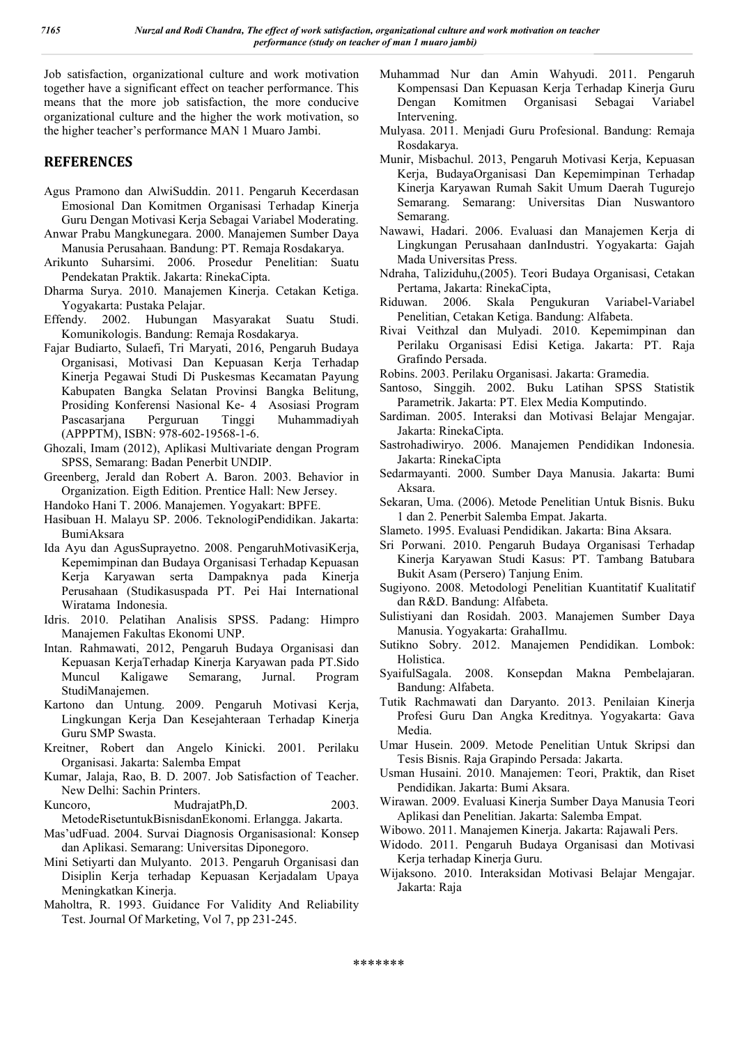Job satisfaction, organizational culture and work motivation together have a significant effect on teacher performance. This means that the more job satisfaction, the more conducive organizational culture and the higher the work motivation, so the higher teacher's performance MAN 1 Muaro Jambi.

## REFERENCES

Agus Pramono dan AlwiSuddin. 2011. Pengaruh Kecerdasan Emosional Dan Komitmen Organisasi Terhadap Kinerja Guru Dengan Motivasi Kerja Sebagai Variabel Moderating.

Anwar Prabu Mangkunegara. 2000. Manajemen Sumber Daya Manusia Perusahaan. Bandung: PT. Remaja Rosdakarya.

Arikunto Suharsimi. 2006. Prosedur Penelitian: Suatu Pendekatan Praktik. Jakarta: RinekaCipta.

Dharma Surya. 2010. Manajemen Kinerja. Cetakan Ketiga. Yogyakarta: Pustaka Pelajar.

Effendy. 2002. Hubungan Masyarakat Suatu Studi. Komunikologis. Bandung: Remaja Rosdakarya.

Fajar Budiarto, Sulaefi, Tri Maryati, 2016, Pengaruh Budaya Organisasi, Motivasi Dan Kepuasan Kerja Terhadap Kinerja Pegawai Studi Di Puskesmas Kecamatan Payung Kabupaten Bangka Selatan Provinsi Bangka Belitung, Prosiding Konferensi Nasional Ke- 4 Asosiasi Program Pascasarjana Perguruan Tinggi Muhammadiyah (APPPTM), ISBN: 978-602-19568-1-6.

Ghozali, Imam (2012), Aplikasi Multivariate dengan Program SPSS, Semarang: Badan Penerbit UNDIP.

Greenberg, Jerald dan Robert A. Baron. 2003. Behavior in Organization. Eigth Edition. Prentice Hall: New Jersey.

Handoko Hani T. 2006. Manajemen. Yogyakart: BPFE.

Hasibuan H. Malayu SP. 2006. TeknologiPendidikan. Jakarta: BumiAksara

Ida Ayu dan AgusSuprayetno. 2008. PengaruhMotivasiKerja, Kepemimpinan dan Budaya Organisasi Terhadap Kepuasan Kerja Karyawan serta Dampaknya pada Kinerja Perusahaan (Studikasuspada PT. Pei Hai International Wiratama Indonesia.

Idris. 2010. Pelatihan Analisis SPSS. Padang: Himpro Manajemen Fakultas Ekonomi UNP.

Intan. Rahmawati, 2012, Pengaruh Budaya Organisasi dan Kepuasan KerjaTerhadap Kinerja Karyawan pada PT.Sido Muncul Kaligawe Semarang, Jurnal. Program StudiManajemen.

Kartono dan Untung. 2009. Pengaruh Motivasi Kerja, Lingkungan Kerja Dan Kesejahteraan Terhadap Kinerja Guru SMP Swasta.

Kreitner, Robert dan Angelo Kinicki. 2001. Perilaku Organisasi. Jakarta: Salemba Empat

Kumar, Jalaja, Rao, B. D. 2007. Job Satisfaction of Teacher. New Delhi: Sachin Printers.

Kuncoro, MudrajatPh,D. 2003. MetodeRisetuntukBisnisdanEkonomi. Erlangga. Jakarta.

Mas'udFuad. 2004. Survai Diagnosis Organisasional: Konsep dan Aplikasi. Semarang: Universitas Diponegoro.

Mini Setiyarti dan Mulyanto. 2013. Pengaruh Organisasi dan Disiplin Kerja terhadap Kepuasan Kerjadalam Upaya Meningkatkan Kinerja.

Maholtra, R. 1993. Guidance For Validity And Reliability Test. Journal Of Marketing, Vol 7, pp 231-245.

Muhammad Nur dan Amin Wahyudi. 2011. Pengaruh Kompensasi Dan Kepuasan Kerja Terhadap Kinerja Guru Dengan Komitmen Organisasi Sebagai Variabel Intervening.

Mulyasa. 2011. Menjadi Guru Profesional. Bandung: Remaja Rosdakarya.

Munir, Misbachul. 2013, Pengaruh Motivasi Kerja, Kepuasan Kerja, BudayaOrganisasi Dan Kepemimpinan Terhadap Kinerja Karyawan Rumah Sakit Umum Daerah Tugurejo Semarang. Semarang: Universitas Dian Nuswantoro Semarang.

Nawawi, Hadari. 2006. Evaluasi dan Manajemen Kerja di Lingkungan Perusahaan danIndustri. Yogyakarta: Gajah Mada Universitas Press.

Ndraha, Taliziduhu,(2005). Teori Budaya Organisasi, Cetakan Pertama, Jakarta: RinekaCipta,

Riduwan. 2006. Skala Pengukuran Variabel-Variabel Penelitian, Cetakan Ketiga. Bandung: Alfabeta.

Rivai Veithzal dan Mulyadi. 2010. Kepemimpinan dan Perilaku Organisasi Edisi Ketiga. Jakarta: PT. Raja Grafindo Persada.

Robins. 2003. Perilaku Organisasi. Jakarta: Gramedia.

Santoso, Singgih. 2002. Buku Latihan SPSS Statistik Parametrik. Jakarta: PT. Elex Media Komputindo.

Sardiman. 2005. Interaksi dan Motivasi Belajar Mengajar. Jakarta: RinekaCipta.

Sastrohadiwiryo. 2006. Manajemen Pendidikan Indonesia. Jakarta: RinekaCipta

Sedarmayanti. 2000. Sumber Daya Manusia. Jakarta: Bumi Aksara.

Sekaran, Uma. (2006). Metode Penelitian Untuk Bisnis. Buku 1 dan 2. Penerbit Salemba Empat. Jakarta.

Slameto. 1995. Evaluasi Pendidikan. Jakarta: Bina Aksara.

Sri Porwani. 2010. Pengaruh Budaya Organisasi Terhadap Kinerja Karyawan Studi Kasus: PT. Tambang Batubara Bukit Asam (Persero) Tanjung Enim.

Sugiyono. 2008. Metodologi Penelitian Kuantitatif Kualitatif dan R&D. Bandung: Alfabeta.

Sulistiyani dan Rosidah. 2003. Manajemen Sumber Daya Manusia. Yogyakarta: GrahaIlmu.

Sutikno Sobry. 2012. Manajemen Pendidikan. Lombok: Holistica.

SyaifulSagala. 2008. Konsepdan Makna Pembelajaran. Bandung: Alfabeta.

Tutik Rachmawati dan Daryanto. 2013. Penilaian Kinerja Profesi Guru Dan Angka Kreditnya. Yogyakarta: Gava Media.

Umar Husein. 2009. Metode Penelitian Untuk Skripsi dan Tesis Bisnis. Raja Grapindo Persada: Jakarta.

Usman Husaini. 2010. Manajemen: Teori, Praktik, dan Riset Pendidikan. Jakarta: Bumi Aksara.

Wirawan. 2009. Evaluasi Kinerja Sumber Daya Manusia Teori Aplikasi dan Penelitian. Jakarta: Salemba Empat.

Wibowo. 2011. Manajemen Kinerja. Jakarta: Rajawali Pers.

Widodo. 2011. Pengaruh Budaya Organisasi dan Motivasi Kerja terhadap Kinerja Guru.

Wijaksono. 2010. Interaksidan Motivasi Belajar Mengajar. Jakarta: Raja

*******